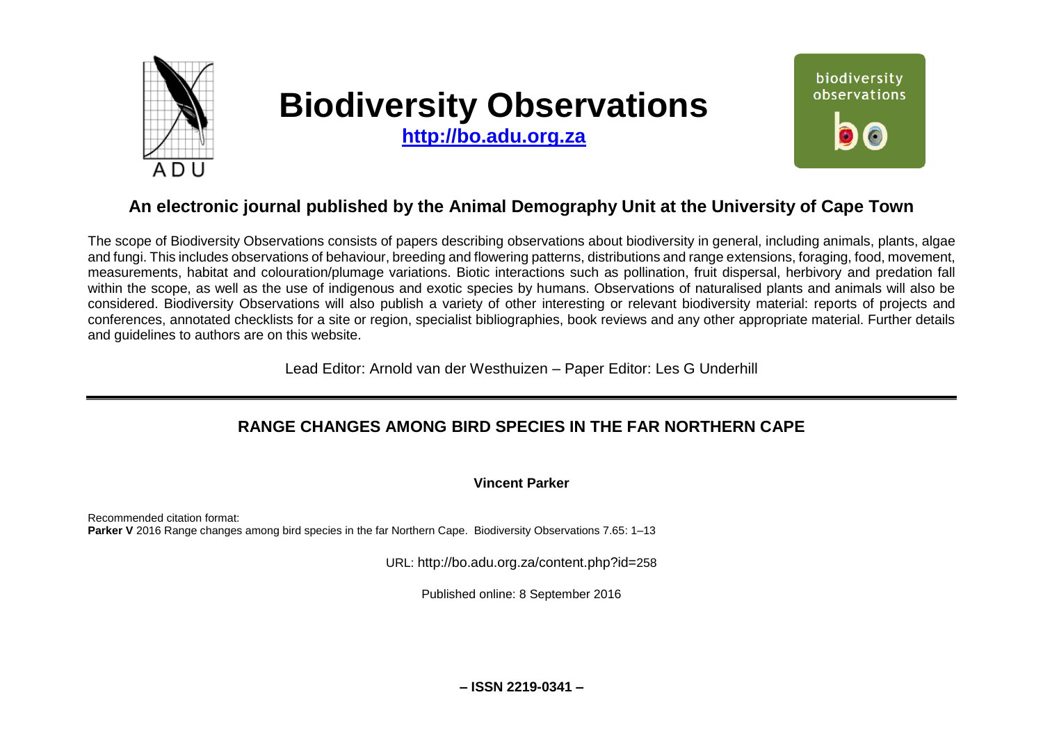# Biodiversity Observations

**http://bo.adu.org.za**

## An electronic journal published by the Animal Demography Unit at the University of Cape Town

The scope of Biodiversity Observations consists of papers describing observations about biodiversity in general, including animals, plants, algae and fungi. This includes observations of behaviour, breeding and flowering patterns, distributions and range extensions, foraging, food, movement, measurements, habitat and colouration/plumage variations. Biotic interactions such as pollination, fruit dispersal, herbivory and predation fall within the scope, as well as the use of indigenous and exotic species by humans. Observations of naturalised plants and animals will also be considered. Biodiversity Observations will also publish a variety of other interesting or relevant biodiversity material: reports of projects and conferences, annotated checklists for a site or region, specialist bibliographies, book reviews and any other appropriate material. Further details and guidelines to authors are on this website.

Lead Editor: Arnold van der Westhuizen – Paper Editor: Les G Underhill

---

# RANGE CHANGES AMONG BIRD SPECIES IN THE FAR NORTHERN CAPE

**Vincent Parker**

Recommended citation format:
**Parker V** 2016 Range changes among bird species in the far Northern Cape. Biodiversity Observations 7.65: 1–13

URL: http://bo.adu.org.za/content.php?id=258

Published online: 8 September 2016

**– ISSN 2219-0341 –**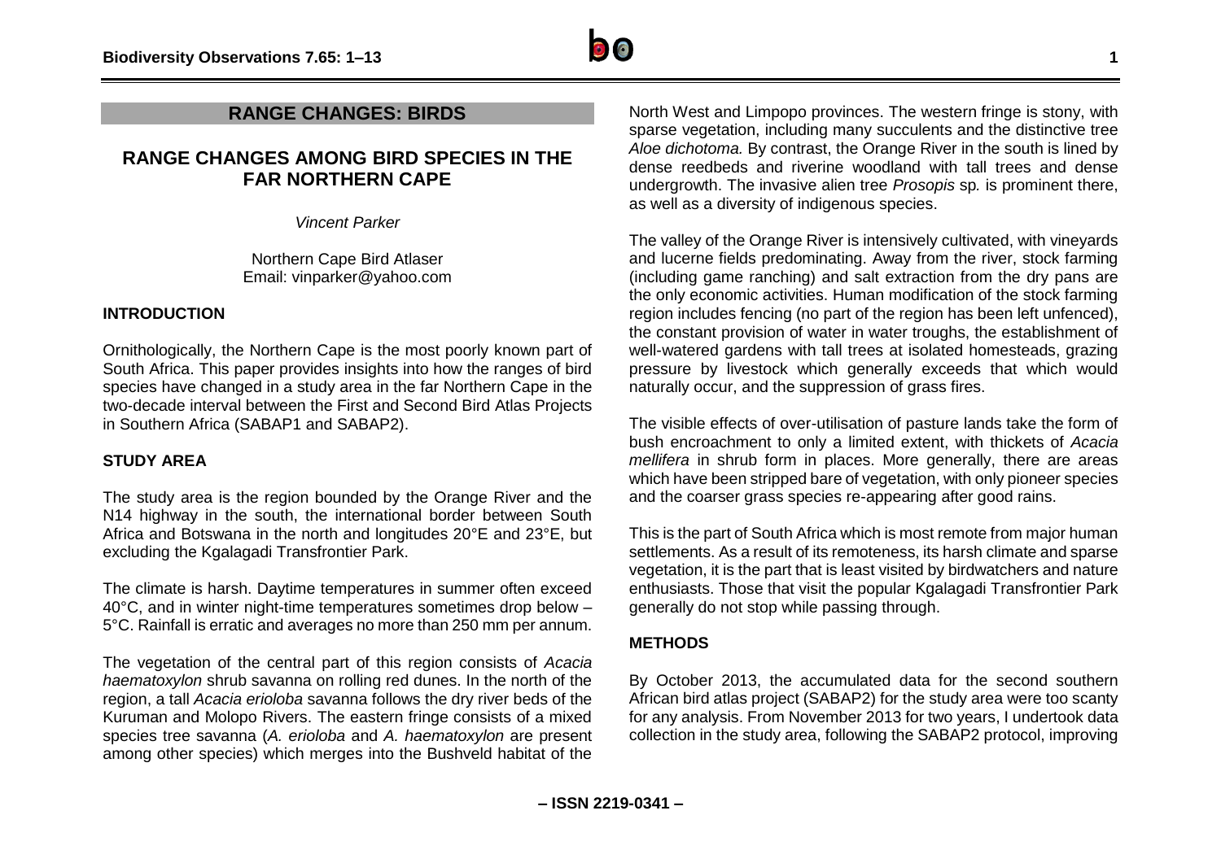## RANGE CHANGES: BIRDS

# RANGE CHANGES AMONG BIRD SPECIES IN THE FAR NORTHERN CAPE

*Vincent Parker*

Northern Cape Bird Atlaser
Email: vinparker@yahoo.com

## INTRODUCTION

Ornithologically, the Northern Cape is the most poorly known part of South Africa. This paper provides insights into how the ranges of bird species have changed in a study area in the far Northern Cape in the two-decade interval between the First and Second Bird Atlas Projects in Southern Africa (SABAP1 and SABAP2).

## STUDY AREA

The study area is the region bounded by the Orange River and the N14 highway in the south, the international border between South Africa and Botswana in the north and longitudes 20°E and 23°E, but excluding the Kgalagadi Transfrontier Park.

The climate is harsh. Daytime temperatures in summer often exceed 40°C, and in winter night-time temperatures sometimes drop below –5°C. Rainfall is erratic and averages no more than 250 mm per annum.

The vegetation of the central part of this region consists of *Acacia haematoxylon* shrub savanna on rolling red dunes. In the north of the region, a tall *Acacia erioloba* savanna follows the dry river beds of the Kuruman and Molopo Rivers. The eastern fringe consists of a mixed species tree savanna (*A. erioloba* and *A. haematoxylon* are present among other species) which merges into the Bushveld habitat of the North West and Limpopo provinces. The western fringe is stony, with sparse vegetation, including many succulents and the distinctive tree *Aloe dichotoma.* By contrast, the Orange River in the south is lined by dense reedbeds and riverine woodland with tall trees and dense undergrowth. The invasive alien tree *Prosopis* sp*.* is prominent there, as well as a diversity of indigenous species.

The valley of the Orange River is intensively cultivated, with vineyards and lucerne fields predominating. Away from the river, stock farming (including game ranching) and salt extraction from the dry pans are the only economic activities. Human modification of the stock farming region includes fencing (no part of the region has been left unfenced), the constant provision of water in water troughs, the establishment of well-watered gardens with tall trees at isolated homesteads, grazing pressure by livestock which generally exceeds that which would naturally occur, and the suppression of grass fires.

The visible effects of over-utilisation of pasture lands take the form of bush encroachment to only a limited extent, with thickets of *Acacia mellifera* in shrub form in places. More generally, there are areas which have been stripped bare of vegetation, with only pioneer species and the coarser grass species re-appearing after good rains.

This is the part of South Africa which is most remote from major human settlements. As a result of its remoteness, its harsh climate and sparse vegetation, it is the part that is least visited by birdwatchers and nature enthusiasts. Those that visit the popular Kgalagadi Transfrontier Park generally do not stop while passing through.

## METHODS

By October 2013, the accumulated data for the second southern African bird atlas project (SABAP2) for the study area were too scanty for any analysis. From November 2013 for two years, I undertook data collection in the study area, following the SABAP2 protocol, improving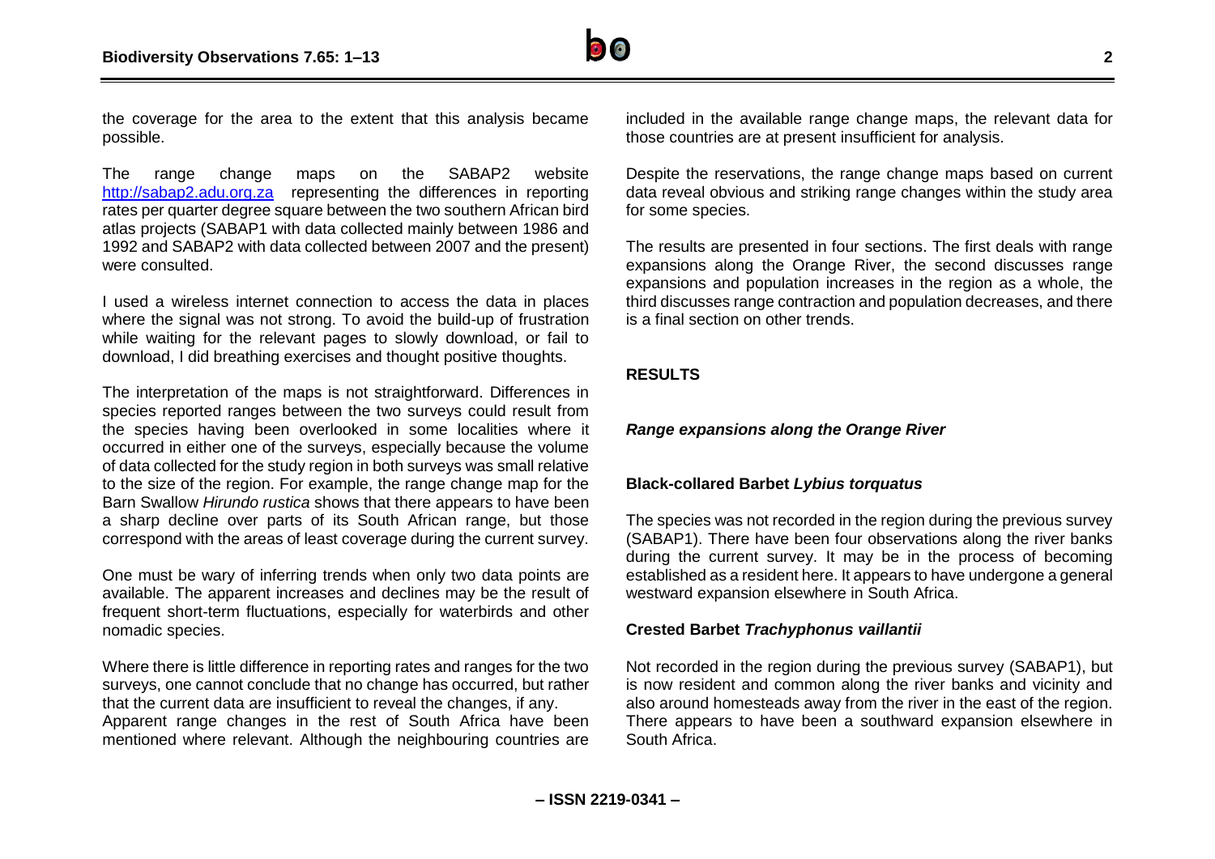the coverage for the area to the extent that this analysis became possible.

The range change maps on the SABAP2 website http://sabap2.adu.org.za representing the differences in reporting rates per quarter degree square between the two southern African bird atlas projects (SABAP1 with data collected mainly between 1986 and 1992 and SABAP2 with data collected between 2007 and the present) were consulted.

I used a wireless internet connection to access the data in places where the signal was not strong. To avoid the build-up of frustration while waiting for the relevant pages to slowly download, or fail to download, I did breathing exercises and thought positive thoughts.

The interpretation of the maps is not straightforward. Differences in species reported ranges between the two surveys could result from the species having been overlooked in some localities where it occurred in either one of the surveys, especially because the volume of data collected for the study region in both surveys was small relative to the size of the region. For example, the range change map for the Barn Swallow *Hirundo rustica* shows that there appears to have been a sharp decline over parts of its South African range, but those correspond with the areas of least coverage during the current survey.

One must be wary of inferring trends when only two data points are available. The apparent increases and declines may be the result of frequent short-term fluctuations, especially for waterbirds and other nomadic species.

Where there is little difference in reporting rates and ranges for the two surveys, one cannot conclude that no change has occurred, but rather that the current data are insufficient to reveal the changes, if any.
Apparent range changes in the rest of South Africa have been mentioned where relevant. Although the neighbouring countries are included in the available range change maps, the relevant data for those countries are at present insufficient for analysis.

Despite the reservations, the range change maps based on current data reveal obvious and striking range changes within the study area for some species.

The results are presented in four sections. The first deals with range expansions along the Orange River, the second discusses range expansions and population increases in the region as a whole, the third discusses range contraction and population decreases, and there is a final section on other trends.

## RESULTS

### *Range expansions along the Orange River*

#### Black-collared Barbet *Lybius torquatus*

The species was not recorded in the region during the previous survey (SABAP1). There have been four observations along the river banks during the current survey. It may be in the process of becoming established as a resident here. It appears to have undergone a general westward expansion elsewhere in South Africa.

#### Crested Barbet *Trachyphonus vaillantii*

Not recorded in the region during the previous survey (SABAP1), but is now resident and common along the river banks and vicinity and also around homesteads away from the river in the east of the region. There appears to have been a southward expansion elsewhere in South Africa.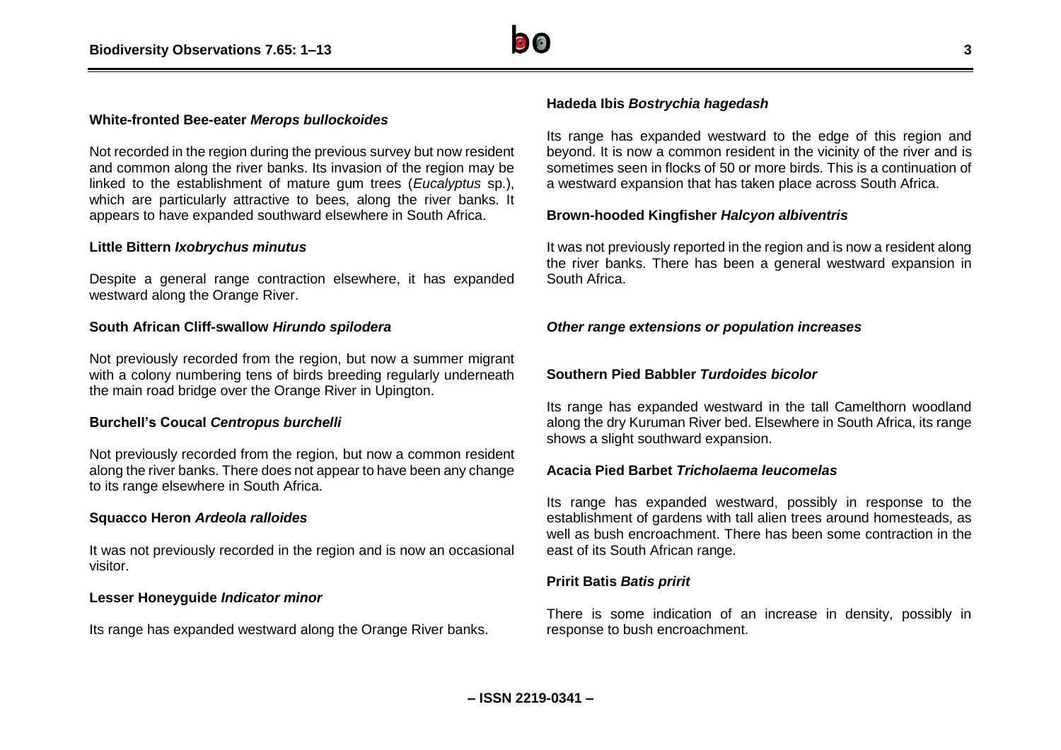**White-fronted Bee-eater *Merops bullockoides***

Not recorded in the region during the previous survey but now resident and common along the river banks. Its invasion of the region may be linked to the establishment of mature gum trees (*Eucalyptus* sp.), which are particularly attractive to bees, along the river banks. It appears to have expanded southward elsewhere in South Africa.

**Little Bittern *Ixobrychus minutus***

Despite a general range contraction elsewhere, it has expanded westward along the Orange River.

**South African Cliff-swallow *Hirundo spilodera***

Not previously recorded from the region, but now a summer migrant with a colony numbering tens of birds breeding regularly underneath the main road bridge over the Orange River in Upington.

**Burchell's Coucal *Centropus burchelli***

Not previously recorded from the region, but now a common resident along the river banks. There does not appear to have been any change to its range elsewhere in South Africa.

**Squacco Heron *Ardeola ralloides***

It was not previously recorded in the region and is now an occasional visitor.

**Lesser Honeyguide *Indicator minor***

Its range has expanded westward along the Orange River banks.

**Hadeda Ibis *Bostrychia hagedash***

Its range has expanded westward to the edge of this region and beyond. It is now a common resident in the vicinity of the river and is sometimes seen in flocks of 50 or more birds. This is a continuation of a westward expansion that has taken place across South Africa.

**Brown-hooded Kingfisher *Halcyon albiventris***

It was not previously reported in the region and is now a resident along the river banks. There has been a general westward expansion in South Africa.

***Other range extensions or population increases***

**Southern Pied Babbler *Turdoides bicolor***

Its range has expanded westward in the tall Camelthorn woodland along the dry Kuruman River bed. Elsewhere in South Africa, its range shows a slight southward expansion.

**Acacia Pied Barbet *Tricholaema leucomelas***

Its range has expanded westward, possibly in response to the establishment of gardens with tall alien trees around homesteads, as well as bush encroachment. There has been some contraction in the east of its South African range.

**Pririt Batis *Batis pririt***

There is some indication of an increase in density, possibly in response to bush encroachment.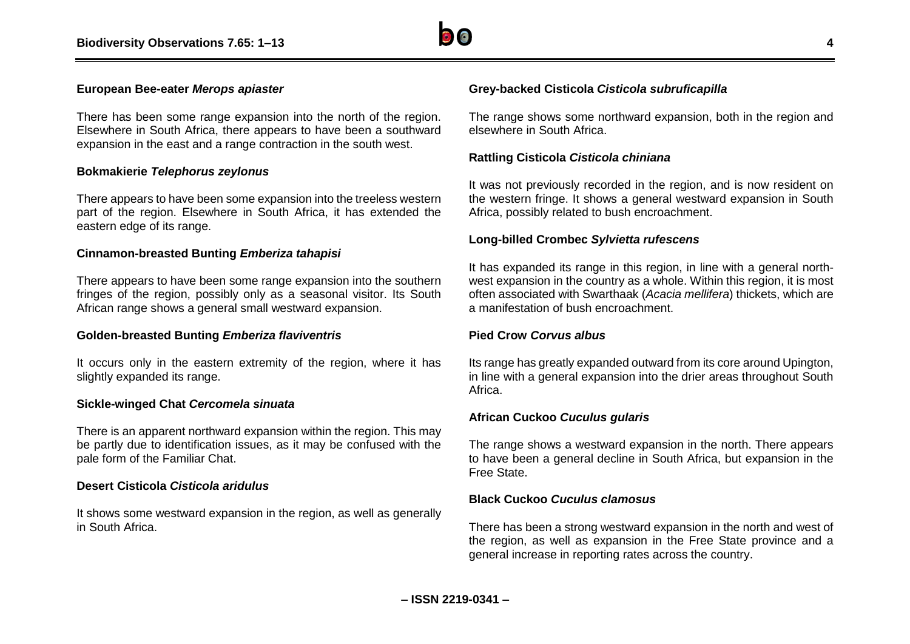**European Bee-eater *Merops apiaster***

There has been some range expansion into the north of the region. Elsewhere in South Africa, there appears to have been a southward expansion in the east and a range contraction in the south west.

**Bokmakierie *Telephorus zeylonus***

There appears to have been some expansion into the treeless western part of the region. Elsewhere in South Africa, it has extended the eastern edge of its range.

**Cinnamon-breasted Bunting *Emberiza tahapisi***

There appears to have been some range expansion into the southern fringes of the region, possibly only as a seasonal visitor. Its South African range shows a general small westward expansion.

**Golden-breasted Bunting *Emberiza flaviventris***

It occurs only in the eastern extremity of the region, where it has slightly expanded its range.

**Sickle-winged Chat *Cercomela sinuata***

There is an apparent northward expansion within the region. This may be partly due to identification issues, as it may be confused with the pale form of the Familiar Chat.

**Desert Cisticola *Cisticola aridulus***

It shows some westward expansion in the region, as well as generally in South Africa.

**Grey-backed Cisticola *Cisticola subruficapilla***

The range shows some northward expansion, both in the region and elsewhere in South Africa.

**Rattling Cisticola *Cisticola chiniana***

It was not previously recorded in the region, and is now resident on the western fringe. It shows a general westward expansion in South Africa, possibly related to bush encroachment.

**Long-billed Crombec *Sylvietta rufescens***

It has expanded its range in this region, in line with a general north-west expansion in the country as a whole. Within this region, it is most often associated with Swarthaak (*Acacia mellifera*) thickets, which are a manifestation of bush encroachment.

**Pied Crow *Corvus albus***

Its range has greatly expanded outward from its core around Upington, in line with a general expansion into the drier areas throughout South Africa.

**African Cuckoo *Cuculus gularis***

The range shows a westward expansion in the north. There appears to have been a general decline in South Africa, but expansion in the Free State.

**Black Cuckoo *Cuculus clamosus***

There has been a strong westward expansion in the north and west of the region, as well as expansion in the Free State province and a general increase in reporting rates across the country.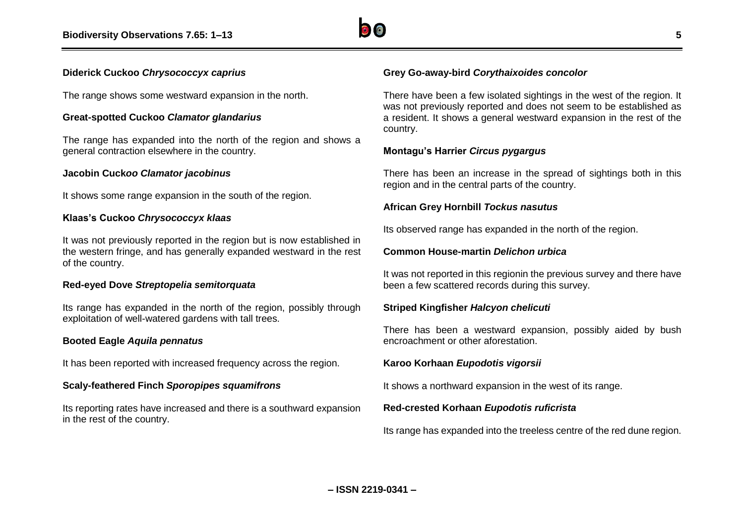**Diderick Cuckoo *Chrysococcyx caprius***

The range shows some westward expansion in the north.

**Great-spotted Cuckoo *Clamator glandarius***

The range has expanded into the north of the region and shows a general contraction elsewhere in the country.

**Jacobin Cuck*oo Clamator jacobinus***

It shows some range expansion in the south of the region.

**Klaas's Cuckoo *Chrysococcyx klaas***

It was not previously reported in the region but is now established in the western fringe, and has generally expanded westward in the rest of the country.

**Red-eyed Dove *Streptopelia semitorquata***

Its range has expanded in the north of the region, possibly through exploitation of well-watered gardens with tall trees.

**Booted Eagle *Aquila pennatus***

It has been reported with increased frequency across the region.

**Scaly-feathered Finch *Sporopipes squamifrons***

Its reporting rates have increased and there is a southward expansion in the rest of the country.

**Grey Go-away-bird *Corythaixoides concolor***

There have been a few isolated sightings in the west of the region. It was not previously reported and does not seem to be established as a resident. It shows a general westward expansion in the rest of the country.

**Montagu's Harrier *Circus pygargus***

There has been an increase in the spread of sightings both in this region and in the central parts of the country.

**African Grey Hornbill *Tockus nasutus***

Its observed range has expanded in the north of the region.

**Common House-martin *Delichon urbica***

It was not reported in this regionin the previous survey and there have been a few scattered records during this survey.

**Striped Kingfisher *Halcyon chelicuti***

There has been a westward expansion, possibly aided by bush encroachment or other aforestation.

**Karoo Korhaan *Eupodotis vigorsii***

It shows a northward expansion in the west of its range.

**Red-crested Korhaan *Eupodotis ruficrista***

Its range has expanded into the treeless centre of the red dune region.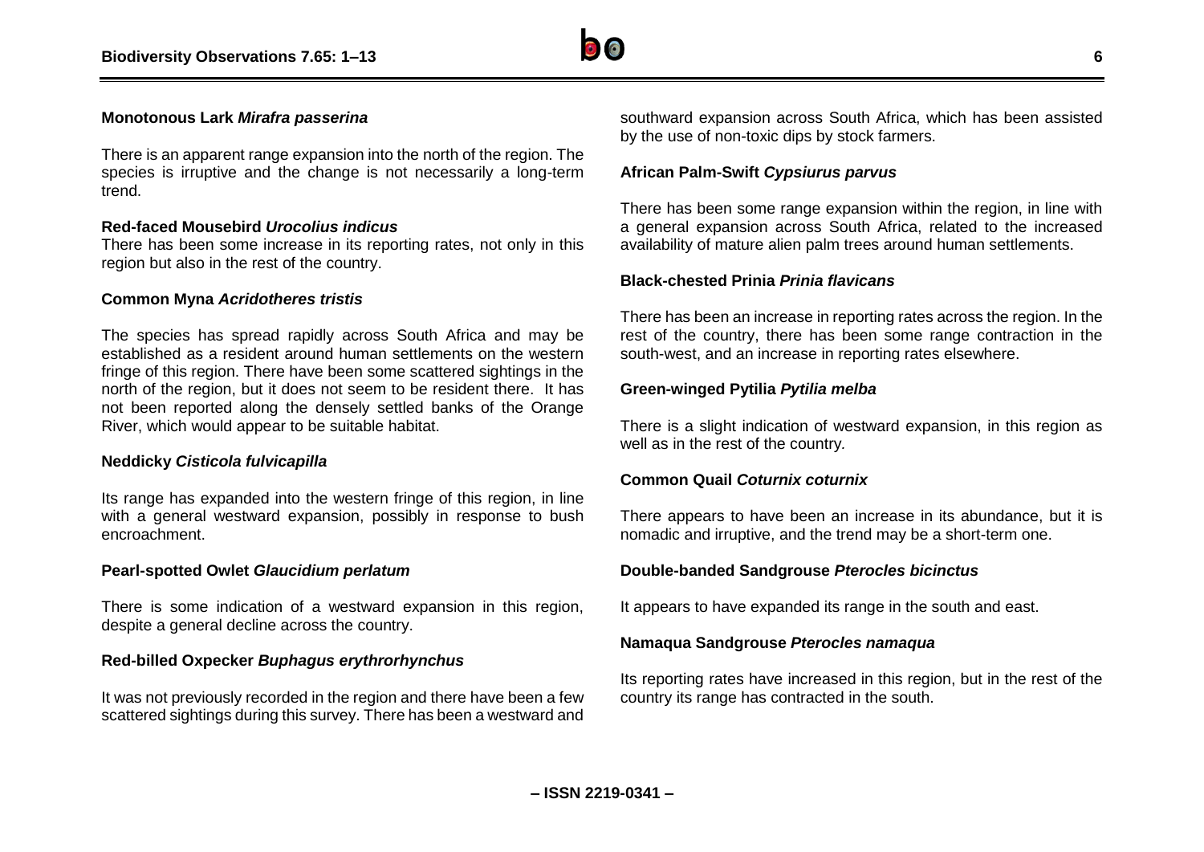**Monotonous Lark *Mirafra passerina***

There is an apparent range expansion into the north of the region. The species is irruptive and the change is not necessarily a long-term trend.

**Red-faced Mousebird *Urocolius indicus***

There has been some increase in its reporting rates, not only in this region but also in the rest of the country.

**Common Myna *Acridotheres tristis***

The species has spread rapidly across South Africa and may be established as a resident around human settlements on the western fringe of this region. There have been some scattered sightings in the north of the region, but it does not seem to be resident there. It has not been reported along the densely settled banks of the Orange River, which would appear to be suitable habitat.

**Neddicky *Cisticola fulvicapilla***

Its range has expanded into the western fringe of this region, in line with a general westward expansion, possibly in response to bush encroachment.

**Pearl-spotted Owlet *Glaucidium perlatum***

There is some indication of a westward expansion in this region, despite a general decline across the country.

**Red-billed Oxpecker *Buphagus erythrorhynchus***

It was not previously recorded in the region and there have been a few scattered sightings during this survey. There has been a westward and southward expansion across South Africa, which has been assisted by the use of non-toxic dips by stock farmers.

**African Palm-Swift *Cypsiurus parvus***

There has been some range expansion within the region, in line with a general expansion across South Africa, related to the increased availability of mature alien palm trees around human settlements.

**Black-chested Prinia *Prinia flavicans***

There has been an increase in reporting rates across the region. In the rest of the country, there has been some range contraction in the south-west, and an increase in reporting rates elsewhere.

**Green-winged Pytilia *Pytilia melba***

There is a slight indication of westward expansion, in this region as well as in the rest of the country.

**Common Quail *Coturnix coturnix***

There appears to have been an increase in its abundance, but it is nomadic and irruptive, and the trend may be a short-term one.

**Double-banded Sandgrouse *Pterocles bicinctus***

It appears to have expanded its range in the south and east.

**Namaqua Sandgrouse *Pterocles namaqua***

Its reporting rates have increased in this region, but in the rest of the country its range has contracted in the south.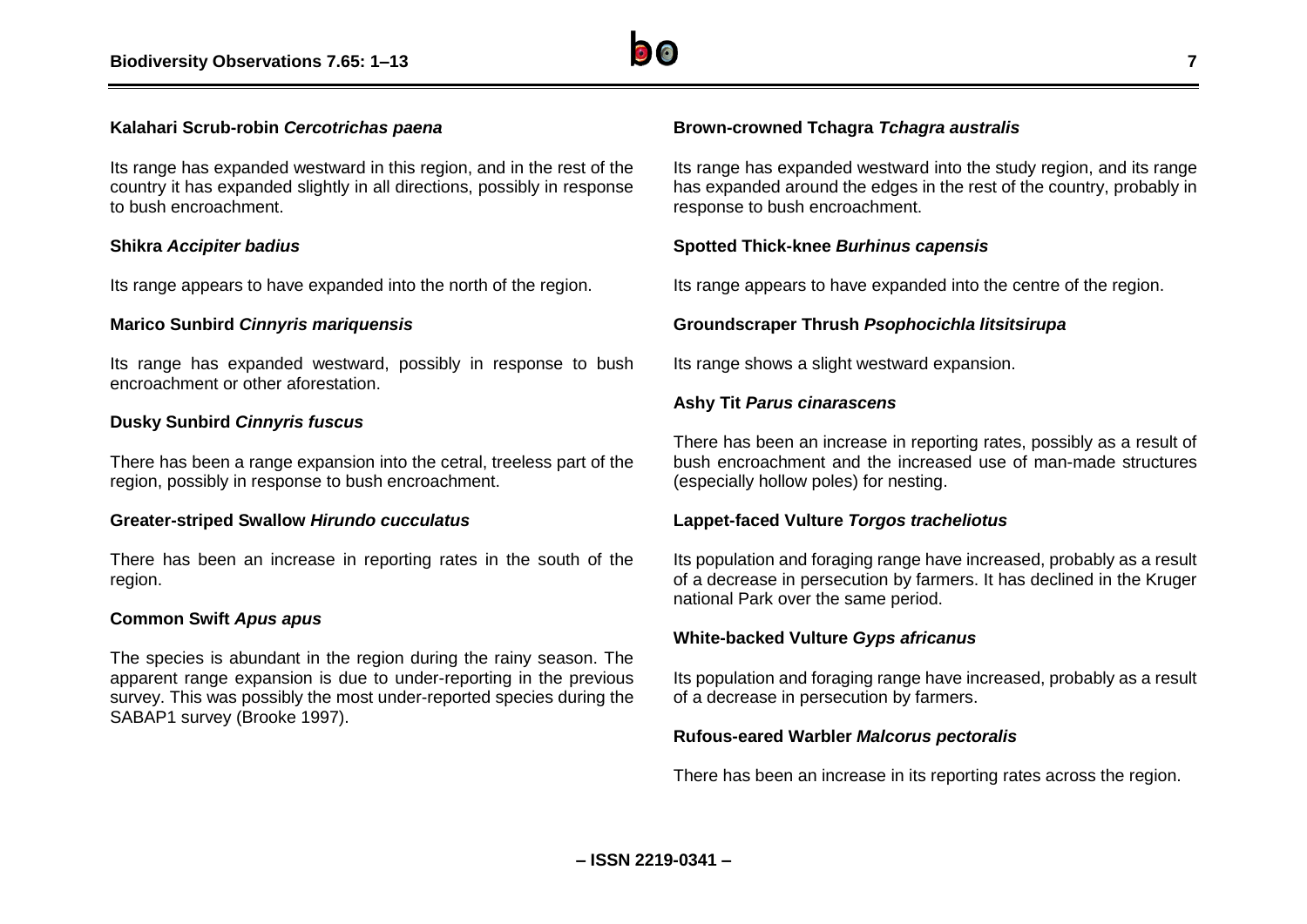**Kalahari Scrub-robin *Cercotrichas paena***

Its range has expanded westward in this region, and in the rest of the country it has expanded slightly in all directions, possibly in response to bush encroachment.

**Shikra *Accipiter badius***

Its range appears to have expanded into the north of the region.

**Marico Sunbird *Cinnyris mariquensis***

Its range has expanded westward, possibly in response to bush encroachment or other aforestation.

**Dusky Sunbird *Cinnyris fuscus***

There has been a range expansion into the cetral, treeless part of the region, possibly in response to bush encroachment.

**Greater-striped Swallow *Hirundo cucculatus***

There has been an increase in reporting rates in the south of the region.

**Common Swift *Apus apus***

The species is abundant in the region during the rainy season. The apparent range expansion is due to under-reporting in the previous survey. This was possibly the most under-reported species during the SABAP1 survey (Brooke 1997).

**Brown-crowned Tchagra *Tchagra australis***

Its range has expanded westward into the study region, and its range has expanded around the edges in the rest of the country, probably in response to bush encroachment.

**Spotted Thick-knee *Burhinus capensis***

Its range appears to have expanded into the centre of the region.

**Groundscraper Thrush *Psophocichla litsitsirupa***

Its range shows a slight westward expansion.

**Ashy Tit *Parus cinarascens***

There has been an increase in reporting rates, possibly as a result of bush encroachment and the increased use of man-made structures (especially hollow poles) for nesting.

**Lappet-faced Vulture *Torgos tracheliotus***

Its population and foraging range have increased, probably as a result of a decrease in persecution by farmers. It has declined in the Kruger national Park over the same period.

**White-backed Vulture *Gyps africanus***

Its population and foraging range have increased, probably as a result of a decrease in persecution by farmers.

**Rufous-eared Warbler *Malcorus pectoralis***

There has been an increase in its reporting rates across the region.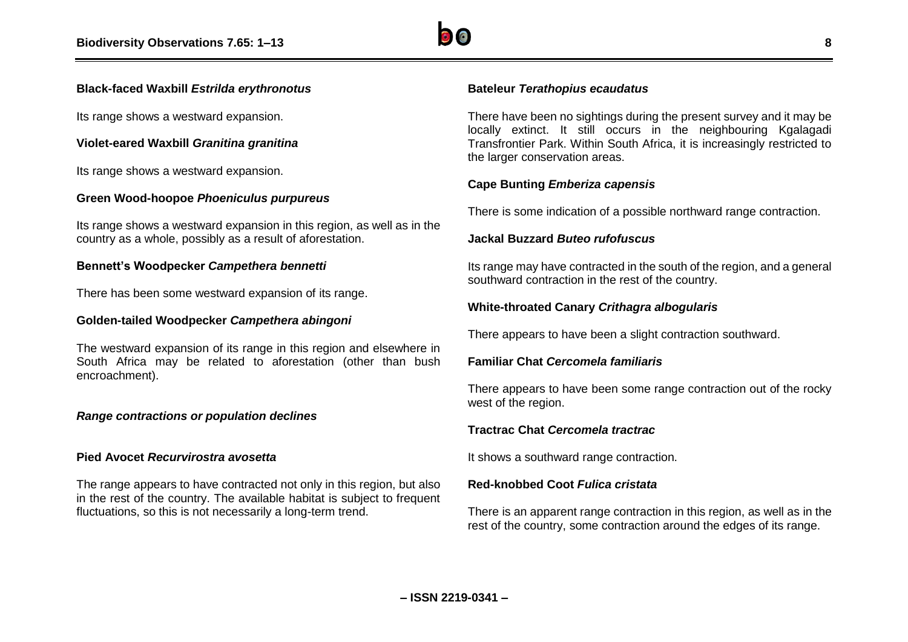**Black-faced Waxbill *Estrilda erythronotus***

Its range shows a westward expansion.

**Violet-eared Waxbill *Granitina granitina***

Its range shows a westward expansion.

**Green Wood-hoopoe *Phoeniculus purpureus***

Its range shows a westward expansion in this region, as well as in the country as a whole, possibly as a result of aforestation.

**Bennett's Woodpecker *Campethera bennetti***

There has been some westward expansion of its range.

**Golden-tailed Woodpecker *Campethera abingoni***

The westward expansion of its range in this region and elsewhere in South Africa may be related to aforestation (other than bush encroachment).

***Range contractions or population declines***

**Pied Avocet *Recurvirostra avosetta***

The range appears to have contracted not only in this region, but also in the rest of the country. The available habitat is subject to frequent fluctuations, so this is not necessarily a long-term trend.

**Bateleur *Terathopius ecaudatus***

There have been no sightings during the present survey and it may be locally extinct. It still occurs in the neighbouring Kgalagadi Transfrontier Park. Within South Africa, it is increasingly restricted to the larger conservation areas.

**Cape Bunting *Emberiza capensis***

There is some indication of a possible northward range contraction.

**Jackal Buzzard *Buteo rufofuscus***

Its range may have contracted in the south of the region, and a general southward contraction in the rest of the country.

**White-throated Canary *Crithagra albogularis***

There appears to have been a slight contraction southward.

**Familiar Chat *Cercomela familiaris***

There appears to have been some range contraction out of the rocky west of the region.

**Tractrac Chat *Cercomela tractrac***

It shows a southward range contraction.

**Red-knobbed Coot *Fulica cristata***

There is an apparent range contraction in this region, as well as in the rest of the country, some contraction around the edges of its range.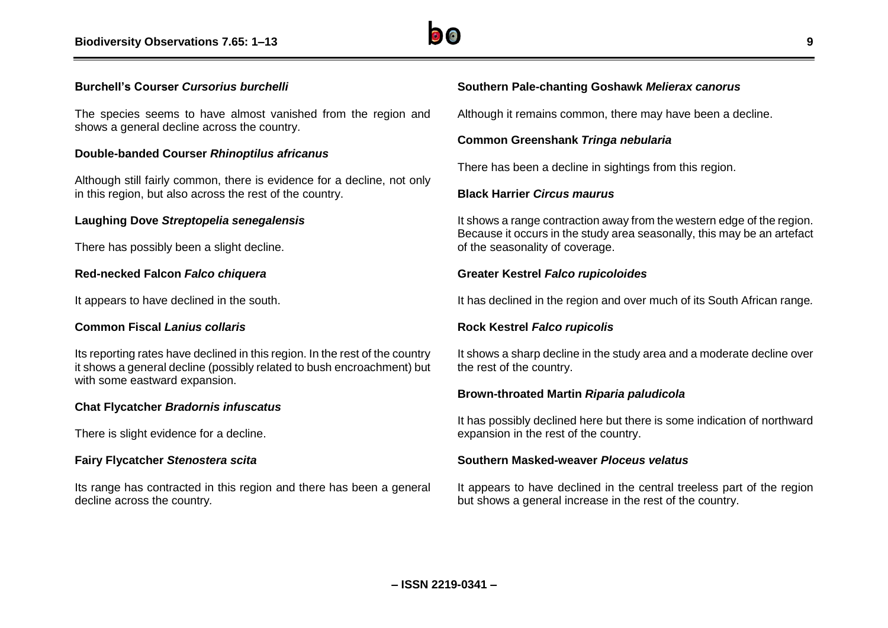**Burchell's Courser *Cursorius burchelli***

The species seems to have almost vanished from the region and shows a general decline across the country.

**Double-banded Courser *Rhinoptilus africanus***

Although still fairly common, there is evidence for a decline, not only in this region, but also across the rest of the country.

**Laughing Dove *Streptopelia senegalensis***

There has possibly been a slight decline.

**Red-necked Falcon *Falco chiquera***

It appears to have declined in the south.

**Common Fiscal *Lanius collaris***

Its reporting rates have declined in this region. In the rest of the country it shows a general decline (possibly related to bush encroachment) but with some eastward expansion.

**Chat Flycatcher *Bradornis infuscatus***

There is slight evidence for a decline.

**Fairy Flycatcher *Stenostera scita***

Its range has contracted in this region and there has been a general decline across the country.

**Southern Pale-chanting Goshawk *Melierax canorus***

Although it remains common, there may have been a decline.

**Common Greenshank *Tringa nebularia***

There has been a decline in sightings from this region.

**Black Harrier *Circus maurus***

It shows a range contraction away from the western edge of the region. Because it occurs in the study area seasonally, this may be an artefact of the seasonality of coverage.

**Greater Kestrel *Falco rupicoloides***

It has declined in the region and over much of its South African range.

**Rock Kestrel *Falco rupicolis***

It shows a sharp decline in the study area and a moderate decline over the rest of the country.

**Brown-throated Martin *Riparia paludicola***

It has possibly declined here but there is some indication of northward expansion in the rest of the country.

**Southern Masked-weaver *Ploceus velatus***

It appears to have declined in the central treeless part of the region but shows a general increase in the rest of the country.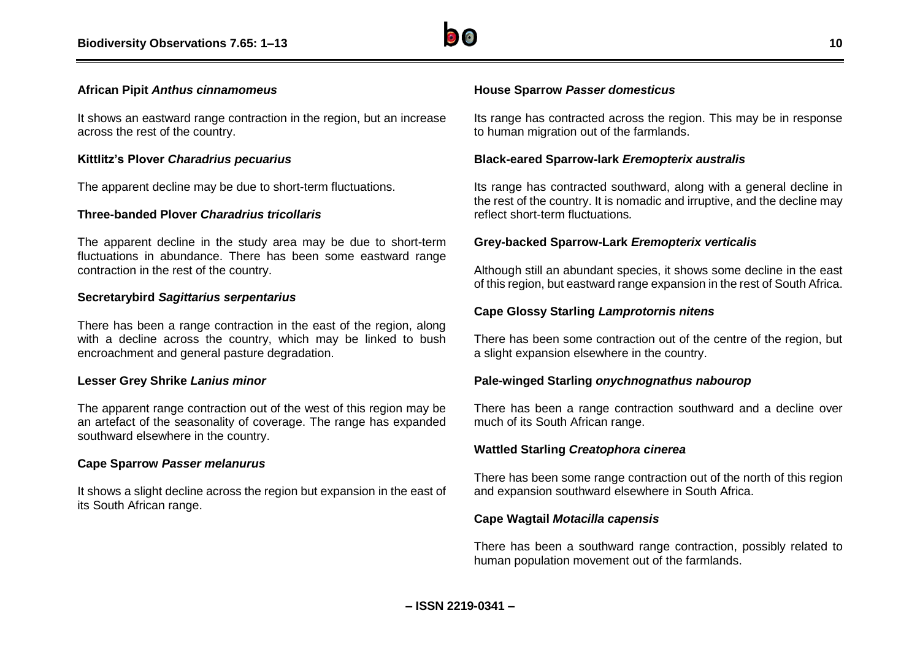**African Pipit *Anthus cinnamomeus***

It shows an eastward range contraction in the region, but an increase across the rest of the country.

**Kittlitz's Plover *Charadrius pecuarius***

The apparent decline may be due to short-term fluctuations.

**Three-banded Plover *Charadrius tricollaris***

The apparent decline in the study area may be due to short-term fluctuations in abundance. There has been some eastward range contraction in the rest of the country.

**Secretarybird *Sagittarius serpentarius***

There has been a range contraction in the east of the region, along with a decline across the country, which may be linked to bush encroachment and general pasture degradation.

**Lesser Grey Shrike *Lanius minor***

The apparent range contraction out of the west of this region may be an artefact of the seasonality of coverage. The range has expanded southward elsewhere in the country.

**Cape Sparrow *Passer melanurus***

It shows a slight decline across the region but expansion in the east of its South African range.

**House Sparrow *Passer domesticus***

Its range has contracted across the region. This may be in response to human migration out of the farmlands.

**Black-eared Sparrow-lark *Eremopterix australis***

Its range has contracted southward, along with a general decline in the rest of the country. It is nomadic and irruptive, and the decline may reflect short-term fluctuations.

**Grey-backed Sparrow-Lark *Eremopterix verticalis***

Although still an abundant species, it shows some decline in the east of this region, but eastward range expansion in the rest of South Africa.

**Cape Glossy Starling *Lamprotornis nitens***

There has been some contraction out of the centre of the region, but a slight expansion elsewhere in the country.

**Pale-winged Starling *onychnognathus nabourop***

There has been a range contraction southward and a decline over much of its South African range.

**Wattled Starling *Creatophora cinerea***

There has been some range contraction out of the north of this region and expansion southward elsewhere in South Africa.

**Cape Wagtail *Motacilla capensis***

There has been a southward range contraction, possibly related to human population movement out of the farmlands.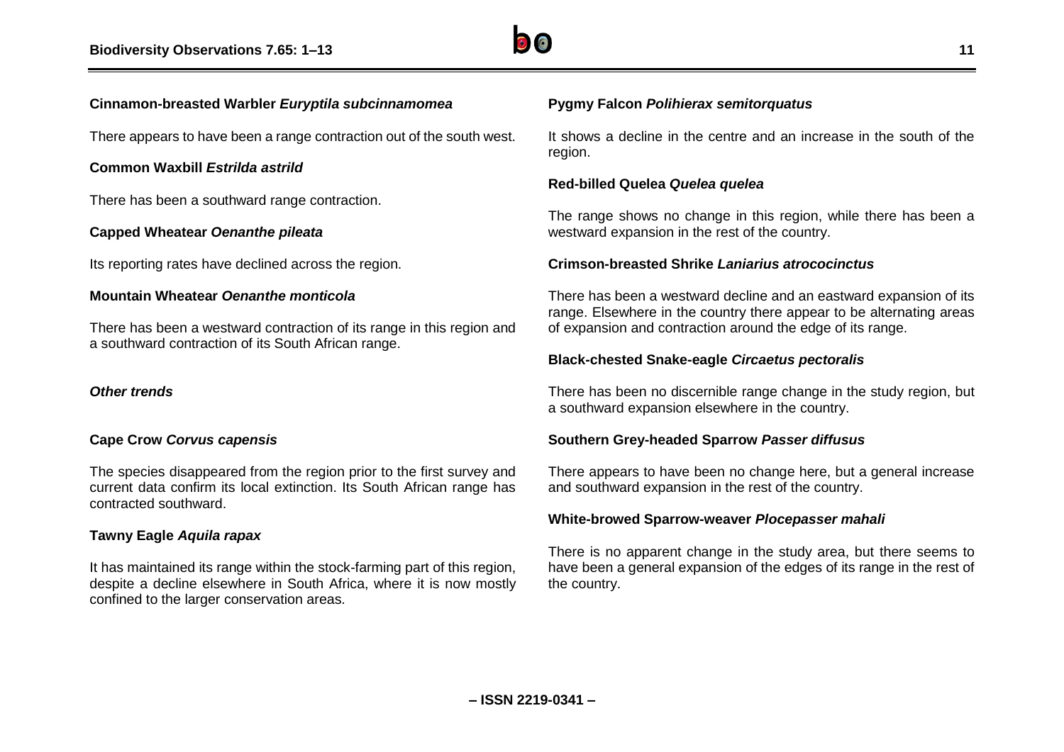**Cinnamon-breasted Warbler *Euryptila subcinnamomea***

There appears to have been a range contraction out of the south west.

**Common Waxbill *Estrilda astrild***

There has been a southward range contraction.

**Capped Wheatear *Oenanthe pileata***

Its reporting rates have declined across the region.

**Mountain Wheatear *Oenanthe monticola***

There has been a westward contraction of its range in this region and a southward contraction of its South African range.

### *Other trends*

**Cape Crow *Corvus capensis***

The species disappeared from the region prior to the first survey and current data confirm its local extinction. Its South African range has contracted southward.

**Tawny Eagle *Aquila rapax***

It has maintained its range within the stock-farming part of this region, despite a decline elsewhere in South Africa, where it is now mostly confined to the larger conservation areas.

**Pygmy Falcon *Polihierax semitorquatus***

It shows a decline in the centre and an increase in the south of the region.

**Red-billed Quelea *Quelea quelea***

The range shows no change in this region, while there has been a westward expansion in the rest of the country.

**Crimson-breasted Shrike *Laniarius atrococinctus***

There has been a westward decline and an eastward expansion of its range. Elsewhere in the country there appear to be alternating areas of expansion and contraction around the edge of its range.

**Black-chested Snake-eagle *Circaetus pectoralis***

There has been no discernible range change in the study region, but a southward expansion elsewhere in the country.

**Southern Grey-headed Sparrow *Passer diffusus***

There appears to have been no change here, but a general increase and southward expansion in the rest of the country.

**White-browed Sparrow-weaver *Plocepasser mahali***

There is no apparent change in the study area, but there seems to have been a general expansion of the edges of its range in the rest of the country.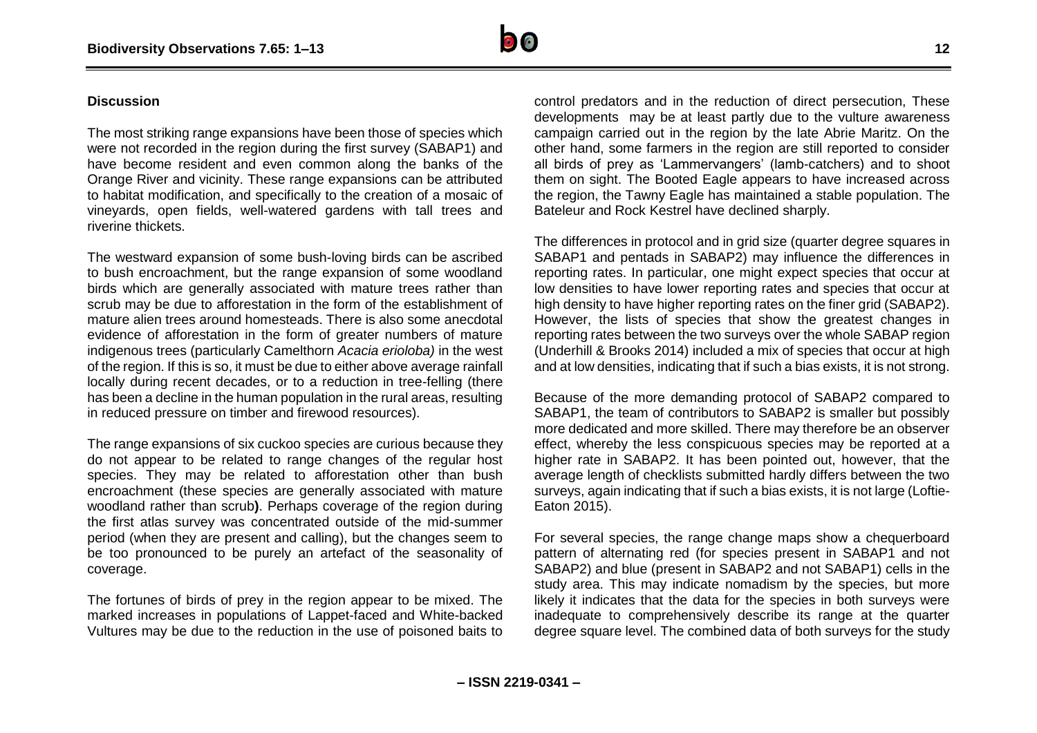## Discussion

The most striking range expansions have been those of species which were not recorded in the region during the first survey (SABAP1) and have become resident and even common along the banks of the Orange River and vicinity. These range expansions can be attributed to habitat modification, and specifically to the creation of a mosaic of vineyards, open fields, well-watered gardens with tall trees and riverine thickets.

The westward expansion of some bush-loving birds can be ascribed to bush encroachment, but the range expansion of some woodland birds which are generally associated with mature trees rather than scrub may be due to afforestation in the form of the establishment of mature alien trees around homesteads. There is also some anecdotal evidence of afforestation in the form of greater numbers of mature indigenous trees (particularly Camelthorn *Acacia erioloba)* in the west of the region. If this is so, it must be due to either above average rainfall locally during recent decades, or to a reduction in tree-felling (there has been a decline in the human population in the rural areas, resulting in reduced pressure on timber and firewood resources).

The range expansions of six cuckoo species are curious because they do not appear to be related to range changes of the regular host species. They may be related to afforestation other than bush encroachment (these species are generally associated with mature woodland rather than scrub**)**. Perhaps coverage of the region during the first atlas survey was concentrated outside of the mid-summer period (when they are present and calling), but the changes seem to be too pronounced to be purely an artefact of the seasonality of coverage.

The fortunes of birds of prey in the region appear to be mixed. The marked increases in populations of Lappet-faced and White-backed Vultures may be due to the reduction in the use of poisoned baits to control predators and in the reduction of direct persecution, These developments may be at least partly due to the vulture awareness campaign carried out in the region by the late Abrie Maritz. On the other hand, some farmers in the region are still reported to consider all birds of prey as 'Lammervangers' (lamb-catchers) and to shoot them on sight. The Booted Eagle appears to have increased across the region, the Tawny Eagle has maintained a stable population. The Bateleur and Rock Kestrel have declined sharply.

The differences in protocol and in grid size (quarter degree squares in SABAP1 and pentads in SABAP2) may influence the differences in reporting rates. In particular, one might expect species that occur at low densities to have lower reporting rates and species that occur at high density to have higher reporting rates on the finer grid (SABAP2). However, the lists of species that show the greatest changes in reporting rates between the two surveys over the whole SABAP region (Underhill & Brooks 2014) included a mix of species that occur at high and at low densities, indicating that if such a bias exists, it is not strong.

Because of the more demanding protocol of SABAP2 compared to SABAP1, the team of contributors to SABAP2 is smaller but possibly more dedicated and more skilled. There may therefore be an observer effect, whereby the less conspicuous species may be reported at a higher rate in SABAP2. It has been pointed out, however, that the average length of checklists submitted hardly differs between the two surveys, again indicating that if such a bias exists, it is not large (Loftie-Eaton 2015).

For several species, the range change maps show a chequerboard pattern of alternating red (for species present in SABAP1 and not SABAP2) and blue (present in SABAP2 and not SABAP1) cells in the study area. This may indicate nomadism by the species, but more likely it indicates that the data for the species in both surveys were inadequate to comprehensively describe its range at the quarter degree square level. The combined data of both surveys for the study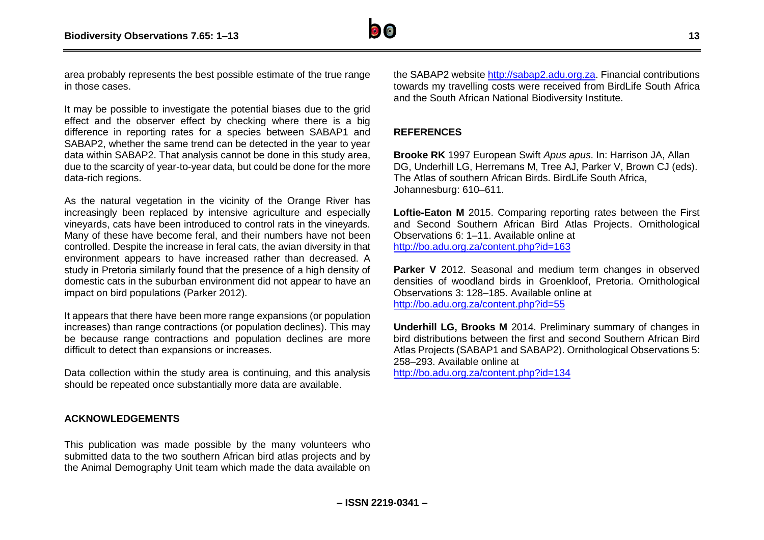area probably represents the best possible estimate of the true range in those cases.

It may be possible to investigate the potential biases due to the grid effect and the observer effect by checking where there is a big difference in reporting rates for a species between SABAP1 and SABAP2, whether the same trend can be detected in the year to year data within SABAP2. That analysis cannot be done in this study area, due to the scarcity of year-to-year data, but could be done for the more data-rich regions.

As the natural vegetation in the vicinity of the Orange River has increasingly been replaced by intensive agriculture and especially vineyards, cats have been introduced to control rats in the vineyards. Many of these have become feral, and their numbers have not been controlled. Despite the increase in feral cats, the avian diversity in that environment appears to have increased rather than decreased. A study in Pretoria similarly found that the presence of a high density of domestic cats in the suburban environment did not appear to have an impact on bird populations (Parker 2012).

It appears that there have been more range expansions (or population increases) than range contractions (or population declines). This may be because range contractions and population declines are more difficult to detect than expansions or increases.

Data collection within the study area is continuing, and this analysis should be repeated once substantially more data are available.

## ACKNOWLEDGEMENTS

This publication was made possible by the many volunteers who submitted data to the two southern African bird atlas projects and by the Animal Demography Unit team which made the data available on the SABAP2 website http://sabap2.adu.org.za. Financial contributions towards my travelling costs were received from BirdLife South Africa and the South African National Biodiversity Institute.

## REFERENCES

**Brooke RK** 1997 European Swift *Apus apus*. In: Harrison JA, Allan DG, Underhill LG, Herremans M, Tree AJ, Parker V, Brown CJ (eds). The Atlas of southern African Birds. BirdLife South Africa, Johannesburg: 610–611.

**Loftie-Eaton M** 2015. Comparing reporting rates between the First and Second Southern African Bird Atlas Projects. Ornithological Observations 6: 1–11. Available online at http://bo.adu.org.za/content.php?id=163

**Parker V** 2012. Seasonal and medium term changes in observed densities of woodland birds in Groenkloof, Pretoria. Ornithological Observations 3: 128–185. Available online at http://bo.adu.org.za/content.php?id=55

**Underhill LG, Brooks M** 2014. Preliminary summary of changes in bird distributions between the first and second Southern African Bird Atlas Projects (SABAP1 and SABAP2). Ornithological Observations 5: 258–293. Available online at http://bo.adu.org.za/content.php?id=134